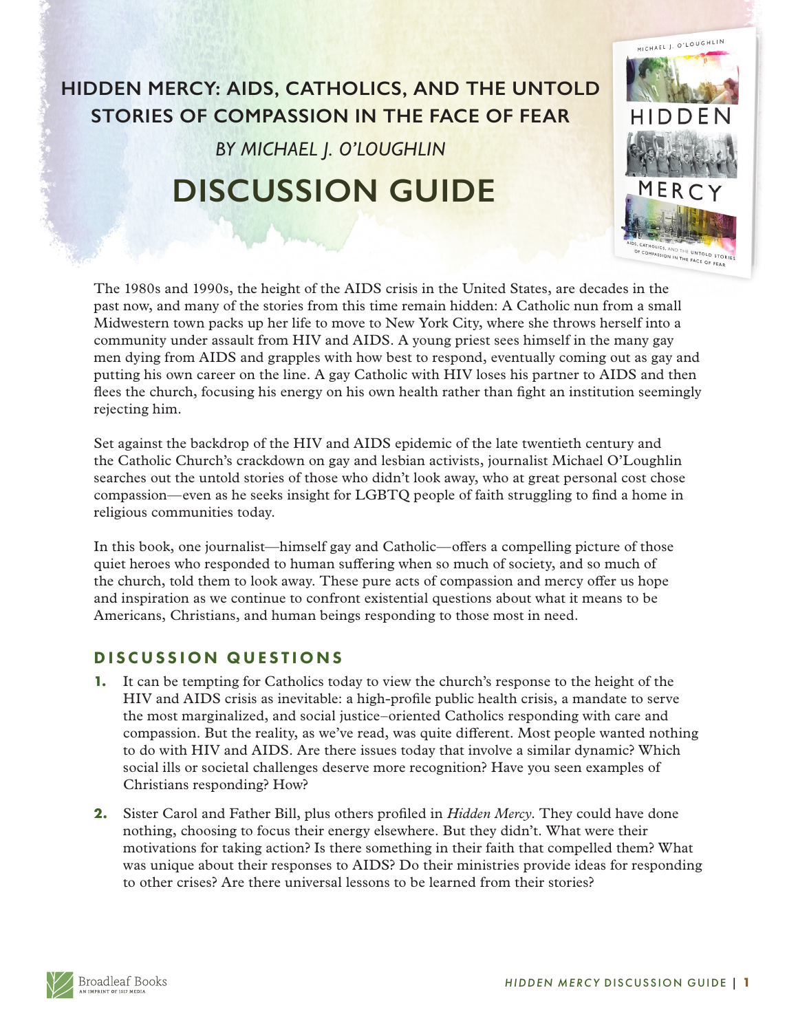# HIDDEN MERCY: AIDS, CATHOLICS, AND THE UNTOLD STORIES OF COMPASSION IN THE FACE OF FEAR

*BY MICHAEL J. O'LOUGHLIN*

# DISCUSSION GUIDE

The 1980s and 1990s, the height of the AIDS crisis in the United States, are decades in the past now, and many of the stories from this time remain hidden: A Catholic nun from a small Midwestern town packs up her life to move to New York City, where she throws herself into a community under assault from HIV and AIDS. A young priest sees himself in the many gay men dying from AIDS and grapples with how best to respond, eventually coming out as gay and putting his own career on the line. A gay Catholic with HIV loses his partner to AIDS and then flees the church, focusing his energy on his own health rather than fight an institution seemingly rejecting him.

Set against the backdrop of the HIV and AIDS epidemic of the late twentieth century and the Catholic Church's crackdown on gay and lesbian activists, journalist Michael O'Loughlin searches out the untold stories of those who didn't look away, who at great personal cost chose compassion—even as he seeks insight for LGBTQ people of faith struggling to find a home in religious communities today.

In this book, one journalist—himself gay and Catholic—offers a compelling picture of those quiet heroes who responded to human suffering when so much of society, and so much of the church, told them to look away. These pure acts of compassion and mercy offer us hope and inspiration as we continue to confront existential questions about what it means to be Americans, Christians, and human beings responding to those most in need.

## DISCUSSION QUESTIONS

1. It can be tempting for Catholics today to view the church's response to the height of the HIV and AIDS crisis as inevitable: a high-profile public health crisis, a mandate to serve the most marginalized, and social justice–oriented Catholics responding with care and compassion. But the reality, as we've read, was quite different. Most people wanted nothing to do with HIV and AIDS. Are there issues today that involve a similar dynamic? Which social ills or societal challenges deserve more recognition? Have you seen examples of Christians responding? How?

2. Sister Carol and Father Bill, plus others profiled in *Hidden Mercy*. They could have done nothing, choosing to focus their energy elsewhere. But they didn't. What were their motivations for taking action? Is there something in their faith that compelled them? What was unique about their responses to AIDS? Do their ministries provide ideas for responding to other crises? Are there universal lessons to be learned from their stories?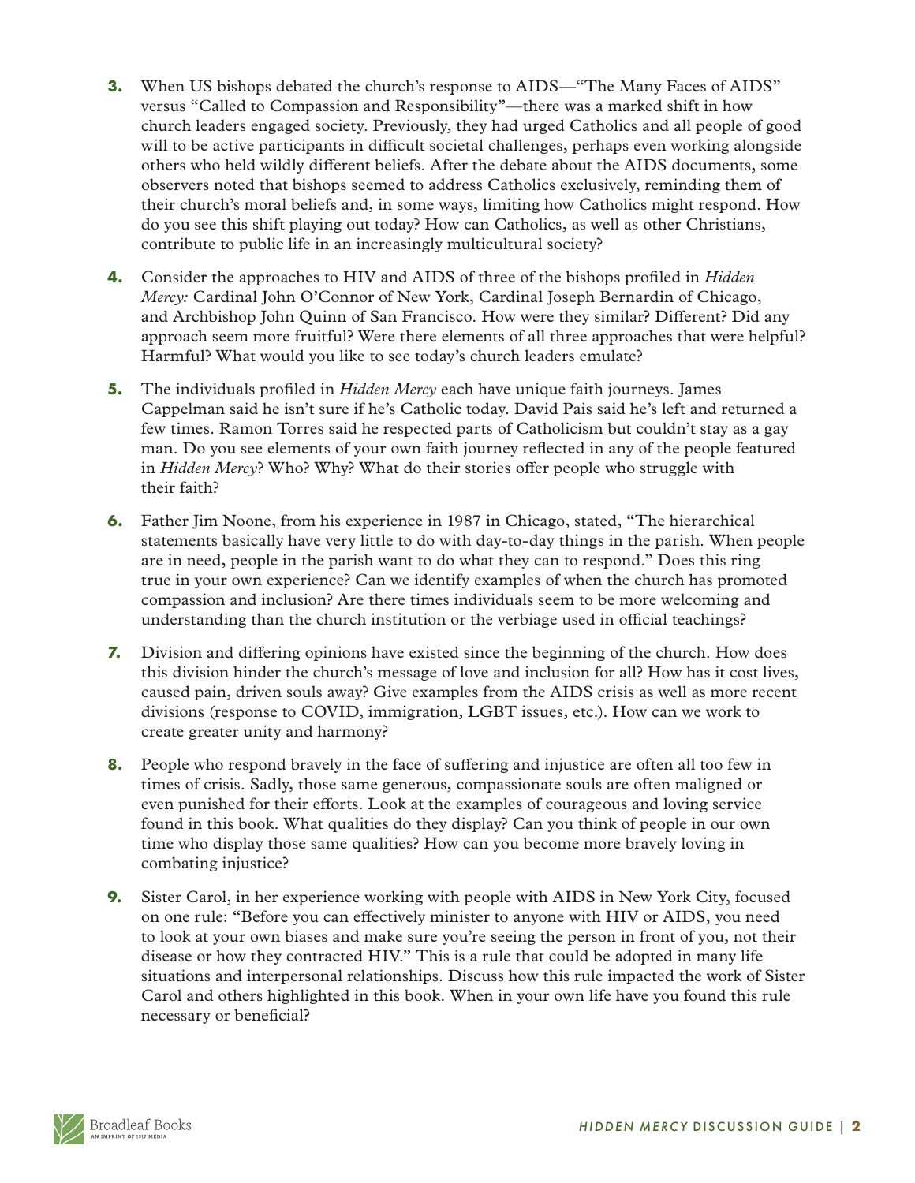3. When US bishops debated the church's response to AIDS—"The Many Faces of AIDS" versus "Called to Compassion and Responsibility"—there was a marked shift in how church leaders engaged society. Previously, they had urged Catholics and all people of good will to be active participants in difficult societal challenges, perhaps even working alongside others who held wildly different beliefs. After the debate about the AIDS documents, some observers noted that bishops seemed to address Catholics exclusively, reminding them of their church's moral beliefs and, in some ways, limiting how Catholics might respond. How do you see this shift playing out today? How can Catholics, as well as other Christians, contribute to public life in an increasingly multicultural society?

4. Consider the approaches to HIV and AIDS of three of the bishops profiled in *Hidden Mercy:* Cardinal John O'Connor of New York, Cardinal Joseph Bernardin of Chicago, and Archbishop John Quinn of San Francisco. How were they similar? Different? Did any approach seem more fruitful? Were there elements of all three approaches that were helpful? Harmful? What would you like to see today's church leaders emulate?

5. The individuals profiled in *Hidden Mercy* each have unique faith journeys. James Cappelman said he isn't sure if he's Catholic today. David Pais said he's left and returned a few times. Ramon Torres said he respected parts of Catholicism but couldn't stay as a gay man. Do you see elements of your own faith journey reflected in any of the people featured in *Hidden Mercy*? Who? Why? What do their stories offer people who struggle with their faith?

6. Father Jim Noone, from his experience in 1987 in Chicago, stated, "The hierarchical statements basically have very little to do with day-to-day things in the parish. When people are in need, people in the parish want to do what they can to respond." Does this ring true in your own experience? Can we identify examples of when the church has promoted compassion and inclusion? Are there times individuals seem to be more welcoming and understanding than the church institution or the verbiage used in official teachings?

7. Division and differing opinions have existed since the beginning of the church. How does this division hinder the church's message of love and inclusion for all? How has it cost lives, caused pain, driven souls away? Give examples from the AIDS crisis as well as more recent divisions (response to COVID, immigration, LGBT issues, etc.). How can we work to create greater unity and harmony?

8. People who respond bravely in the face of suffering and injustice are often all too few in times of crisis. Sadly, those same generous, compassionate souls are often maligned or even punished for their efforts. Look at the examples of courageous and loving service found in this book. What qualities do they display? Can you think of people in our own time who display those same qualities? How can you become more bravely loving in combating injustice?

9. Sister Carol, in her experience working with people with AIDS in New York City, focused on one rule: "Before you can effectively minister to anyone with HIV or AIDS, you need to look at your own biases and make sure you're seeing the person in front of you, not their disease or how they contracted HIV." This is a rule that could be adopted in many life situations and interpersonal relationships. Discuss how this rule impacted the work of Sister Carol and others highlighted in this book. When in your own life have you found this rule necessary or beneficial?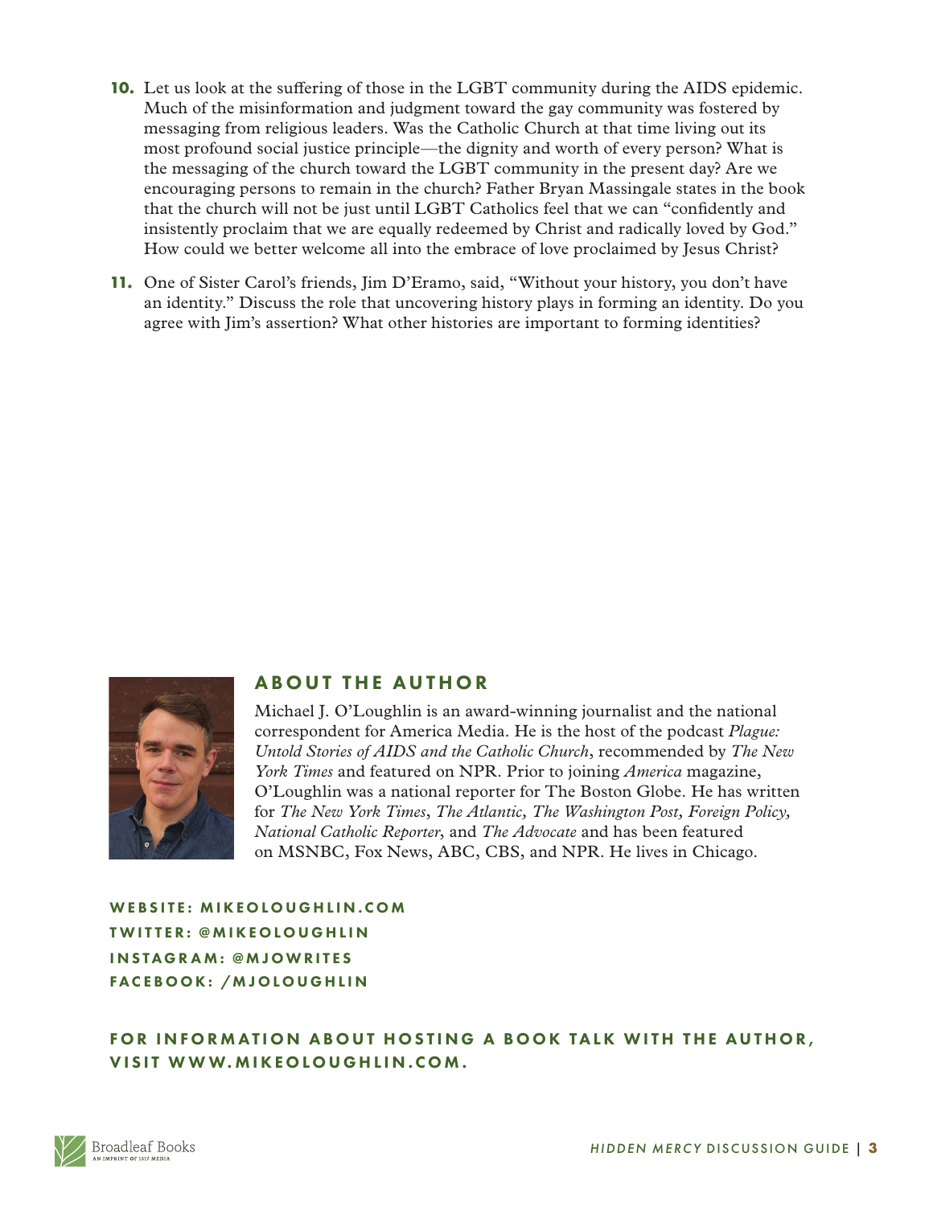10. Let us look at the suffering of those in the LGBT community during the AIDS epidemic. Much of the misinformation and judgment toward the gay community was fostered by messaging from religious leaders. Was the Catholic Church at that time living out its most profound social justice principle—the dignity and worth of every person? What is the messaging of the church toward the LGBT community in the present day? Are we encouraging persons to remain in the church? Father Bryan Massingale states in the book that the church will not be just until LGBT Catholics feel that we can "confidently and insistently proclaim that we are equally redeemed by Christ and radically loved by God." How could we better welcome all into the embrace of love proclaimed by Jesus Christ?

11. One of Sister Carol's friends, Jim D'Eramo, said, "Without your history, you don't have an identity." Discuss the role that uncovering history plays in forming an identity. Do you agree with Jim's assertion? What other histories are important to forming identities?

## ABOUT THE AUTHOR

Michael J. O'Loughlin is an award-winning journalist and the national correspondent for America Media. He is the host of the podcast *Plague: Untold Stories of AIDS and the Catholic Church*, recommended by *The New York Times* and featured on NPR. Prior to joining *America* magazine, O'Loughlin was a national reporter for The Boston Globe. He has written for *The New York Times*, *The Atlantic, The Washington Post, Foreign Policy, National Catholic Reporter*, and *The Advocate* and has been featured on MSNBC, Fox News, ABC, CBS, and NPR. He lives in Chicago.

**WEBSITE: MIKEOLOUGHLIN.COM**
**TWITTER: @MIKEOLOUGHLIN**
**INSTAGRAM: @MJOWRITES**
**FACEBOOK: /MJOLOUGHLIN**

**FOR INFORMATION ABOUT HOSTING A BOOK TALK WITH THE AUTHOR, VISIT WWW.MIKEOLOUGHLIN.COM.**

Broadleaf Books
AN IMPRINT OF 1517 MEDIA